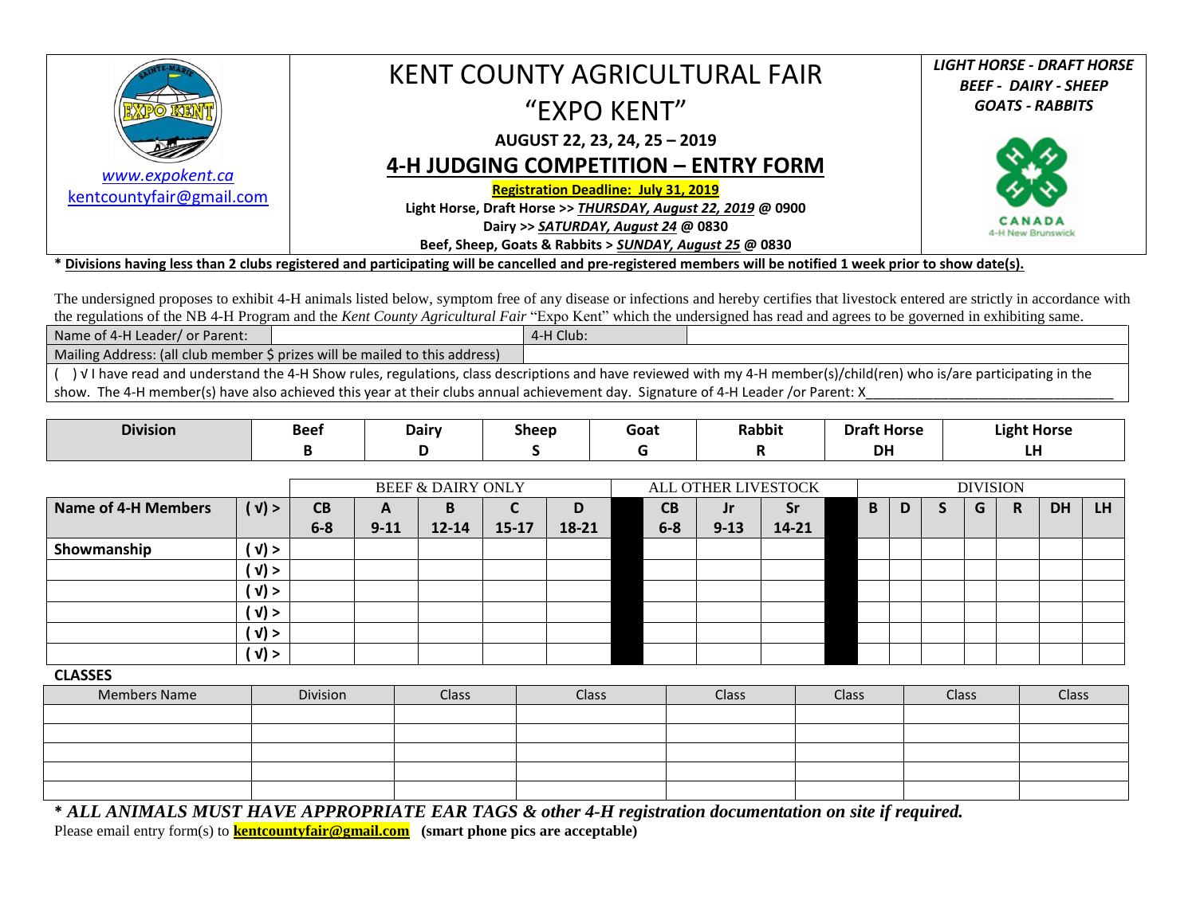www.expokent.ca
kentcountyfair@gmail.com

# KENT COUNTY AGRICULTURAL FAIR

# "EXPO KENT"

**AUGUST 22, 23, 24, 25 – 2019**

## 4-H JUDGING COMPETITION – ENTRY FORM

**Registration Deadline: July 31, 2019**

**Light Horse, Draft Horse >> *THURSDAY, August 22, 2019* @ 0900**

**Dairy >> *SATURDAY, August 24* @ 0830**

**Beef, Sheep, Goats & Rabbits > *SUNDAY, August 25* @ 0830**

***LIGHT HORSE - DRAFT HORSE***
***BEEF - DAIRY - SHEEP***
***GOATS - RABBITS***

CANADA
4-H New Brunswick

**\* Divisions having less than 2 clubs registered and participating will be cancelled and pre-registered members will be notified 1 week prior to show date(s).**

The undersigned proposes to exhibit 4-H animals listed below, symptom free of any disease or infections and hereby certifies that livestock entered are strictly in accordance with the regulations of the NB 4-H Program and the *Kent County Agricultural Fair* "Expo Kent" which the undersigned has read and agrees to be governed in exhibiting same.

| Name of 4-H Leader/ or Parent: | | 4-H Club: | |
|---|---|---|---|
| Mailing Address: (all club member $ prizes will be mailed to this address) | | | |

( ) √ I have read and understand the 4-H Show rules, regulations, class descriptions and have reviewed with my 4-H member(s)/child(ren) who is/are participating in the show. The 4-H member(s) have also achieved this year at their clubs annual achievement day. Signature of 4-H Leader /or Parent: X________________________________

| Division | Beef | Dairy | Sheep | Goat | Rabbit | Draft Horse | Light Horse |
|---|---|---|---|---|---|---|---|
| | B | D | S | G | R | DH | LH |

| | | BEEF & DAIRY ONLY | | | | | | ALL OTHER LIVESTOCK | | | | DIVISION | | | | | | |
|---|---|---|---|---|---|---|---|---|---|---|---|---|---|---|---|---|---|---|
| **Name of 4-H Members** | **( √) >** | **CB 6-8** | **A 9-11** | **B 12-14** | **C 15-17** | **D 18-21** | | **CB 6-8** | **Jr 9-13** | **Sr 14-21** | | **B** | **D** | **S** | **G** | **R** | **DH** | **LH** |
| **Showmanship** | **( √) >** | | | | | | | | | | | | | | | | | |
| | **( √) >** | | | | | | | | | | | | | | | | | |
| | **( √) >** | | | | | | | | | | | | | | | | | |
| | **( √) >** | | | | | | | | | | | | | | | | | |
| | **( √) >** | | | | | | | | | | | | | | | | | |
| | **( √) >** | | | | | | | | | | | | | | | | | |

**CLASSES**

| Members Name | Division | Class | Class | Class | Class | Class | Class |
|---|---|---|---|---|---|---|---|
| | | | | | | | |
| | | | | | | | |
| | | | | | | | |
| | | | | | | | |
| | | | | | | | |

**\* *ALL ANIMALS MUST HAVE APPROPRIATE EAR TAGS & other 4-H registration documentation on site if required.***

Please email entry form(s) to **kentcountyfair@gmail.com** **(smart phone pics are acceptable)**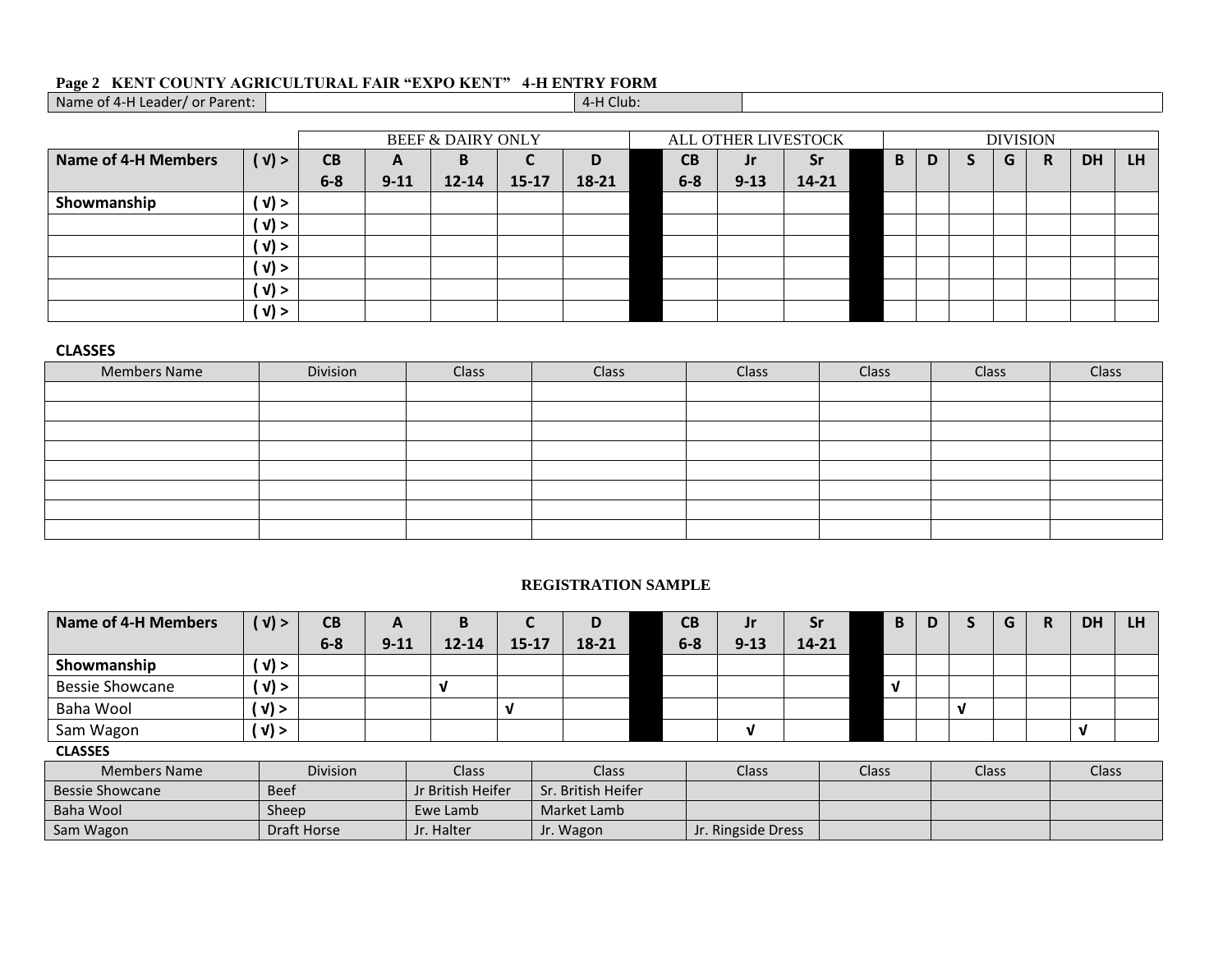**Page 2 KENT COUNTY AGRICULTURAL FAIR "EXPO KENT" 4-H ENTRY FORM**

| Name of 4-H Leader/ or Parent: | | 4-H Club: | |
|---|---|---|---|

| | | BEEF & DAIRY ONLY | | | | | | ALL OTHER LIVESTOCK | | | | DIVISION | | | | | | |
|---|---|---|---|---|---|---|---|---|---|---|---|---|---|---|---|---|---|---|
| **Name of 4-H Members** | **( √) >** | **CB 6-8** | **A 9-11** | **B 12-14** | **C 15-17** | **D 18-21** | | **CB 6-8** | **Jr 9-13** | **Sr 14-21** | | **B** | **D** | **S** | **G** | **R** | **DH** | **LH** |
| **Showmanship** | **( √) >** | | | | | | | | | | | | | | | | | |
| | **( √) >** | | | | | | | | | | | | | | | | | |
| | **( √) >** | | | | | | | | | | | | | | | | | |
| | **( √) >** | | | | | | | | | | | | | | | | | |
| | **( √) >** | | | | | | | | | | | | | | | | | |
| | **( √) >** | | | | | | | | | | | | | | | | | |

**CLASSES**

| Members Name | Division | Class | Class | Class | Class | Class | Class |
|---|---|---|---|---|---|---|---|
| | | | | | | | |
| | | | | | | | |
| | | | | | | | |
| | | | | | | | |
| | | | | | | | |
| | | | | | | | |
| | | | | | | | |
| | | | | | | | |

**REGISTRATION SAMPLE**

| **Name of 4-H Members** | **( √) >** | **CB 6-8** | **A 9-11** | **B 12-14** | **C 15-17** | **D 18-21** | | **CB 6-8** | **Jr 9-13** | **Sr 14-21** | | **B** | **D** | **S** | **G** | **R** | **DH** | **LH** |
|---|---|---|---|---|---|---|---|---|---|---|---|---|---|---|---|---|---|---|
| **Showmanship** | **( √) >** | | | | | | | | | | | | | | | | | |
| Bessie Showcane | **( √) >** | | | √ | | | | | | | | √ | | | | | | |
| Baha Wool | **( √) >** | | | | √ | | | | | | | | | √ | | | | |
| Sam Wagon | **( √) >** | | | | | | | | √ | | | | | | | | √ | |

**CLASSES**

| Members Name | Division | Class | Class | Class | Class | Class | Class |
|---|---|---|---|---|---|---|---|
| Bessie Showcane | Beef | Jr British Heifer | Sr. British Heifer | | | | |
| Baha Wool | Sheep | Ewe Lamb | Market Lamb | | | | |
| Sam Wagon | Draft Horse | Jr. Halter | Jr. Wagon | Jr. Ringside Dress | | | |